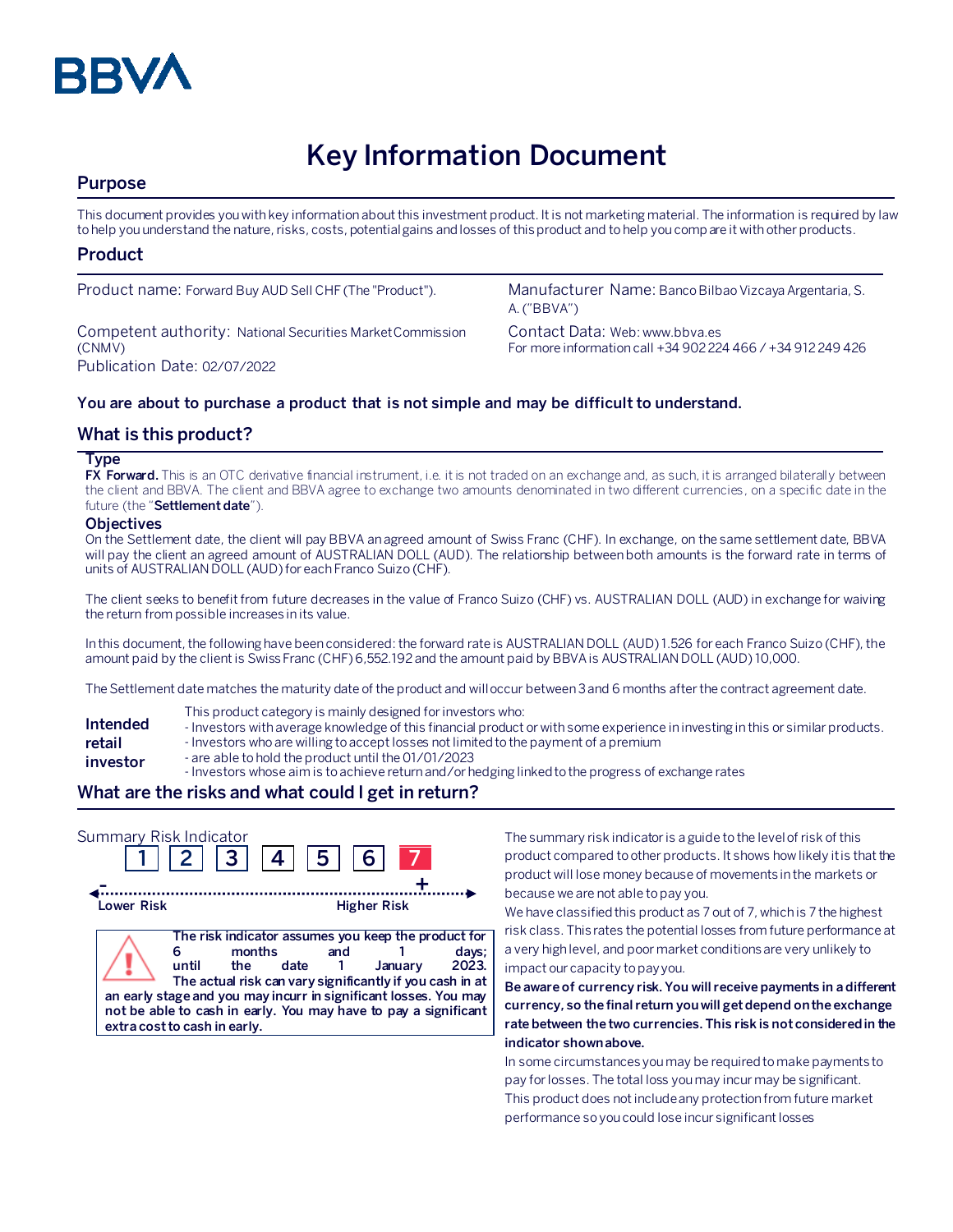BBVA

# Key Information Document

## Purpose

This document provides you with key information about this investment product. It is not marketing material. The information is required by law to help you understand the nature, risks, costs, potential gains and losses of this product and to help you compare it with other products.

## Product

Product name: Forward Buy AUD Sell CHF (The "Product").

Competent authority: National Securities Market Commission (CNMV)

Publication Date: 02/07/2022

Manufacturer Name: Banco Bilbao Vizcaya Argentaria, S. A. ("BBVA")

Contact Data: Web: www.bbva.es
For more information call +34 902 224 466 / +34 912 249 426

**You are about to purchase a product that is not simple and may be difficult to understand.**

## What is this product?

### Type

**FX Forward.** This is an OTC derivative financial instrument, i.e. it is not traded on an exchange and, as such, it is arranged bilaterally between the client and BBVA. The client and BBVA agree to exchange two amounts denominated in two different currencies, on a specific date in the future (the "**Settlement date**").

### Objectives

On the Settlement date, the client will pay BBVA an agreed amount of Swiss Franc (CHF). In exchange, on the same settlement date, BBVA will pay the client an agreed amount of AUSTRALIAN DOLL (AUD). The relationship between both amounts is the forward rate in terms of units of AUSTRALIAN DOLL (AUD) for each Franco Suizo (CHF).

The client seeks to benefit from future decreases in the value of Franco Suizo (CHF) vs. AUSTRALIAN DOLL (AUD) in exchange for waiving the return from possible increases in its value.

In this document, the following have been considered: the forward rate is AUSTRALIAN DOLL (AUD) 1.526 for each Franco Suizo (CHF), the amount paid by the client is Swiss Franc (CHF) 6,552.192 and the amount paid by BBVA is AUSTRALIAN DOLL (AUD) 10,000.

The Settlement date matches the maturity date of the product and will occur between 3 and 6 months after the contract agreement date.

**Intended retail investor**

This product category is mainly designed for investors who:
- Investors with average knowledge of this financial product or with some experience in investing in this or similar products.
- Investors who are willing to accept losses not limited to the payment of a premium
- are able to hold the product until the 01/01/2023
- Investors whose aim is to achieve return and/or hedging linked to the progress of exchange rates

## What are the risks and what could I get in return?

Summary Risk Indicator

| 1 | 2 | 3 | 4 | 5 | 6 | **7** |
|---|---|---|---|---|---|---|

Lower Risk — Higher Risk

**The risk indicator assumes you keep the product for 6 months and 1 days; until the date 1 January 2023. The actual risk can vary significantly if you cash in at an early stage and you may incurr in significant losses. You may not be able to cash in early. You may have to pay a significant extra cost to cash in early.**

The summary risk indicator is a guide to the level of risk of this product compared to other products. It shows how likely it is that the product will lose money because of movements in the markets or because we are not able to pay you.

We have classified this product as 7 out of 7, which is 7 the highest risk class. This rates the potential losses from future performance at a very high level, and poor market conditions are very unlikely to impact our capacity to pay you.

**Be aware of currency risk. You will receive payments in a different currency, so the final return you will get depend on the exchange rate between the two currencies. This risk is not considered in the indicator shown above.**

In some circumstances you may be required to make payments to pay for losses. The total loss you may incur may be significant. This product does not include any protection from future market performance so you could lose incur significant losses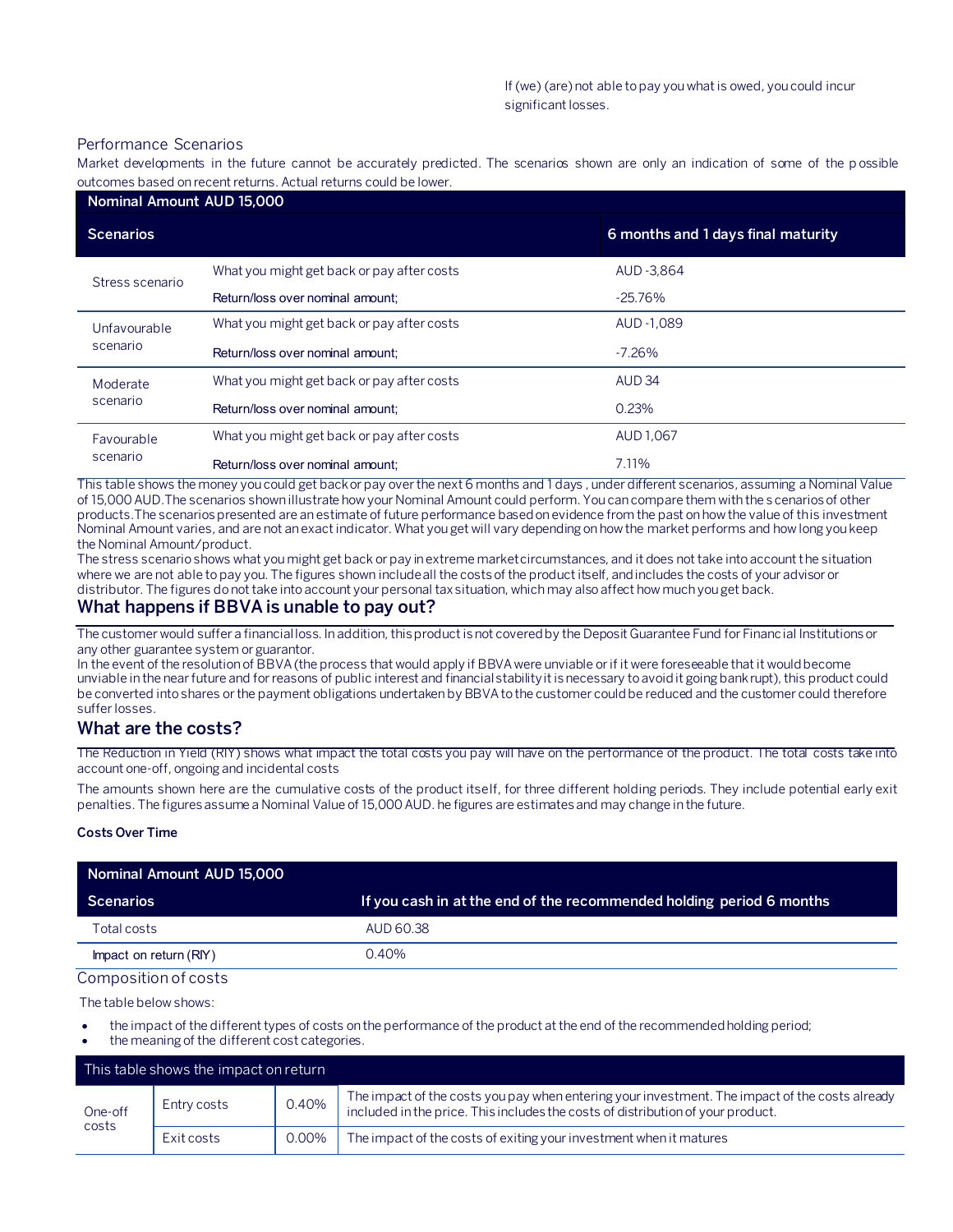If (we) (are) not able to pay you what is owed, you could incur significant losses.

### Performance Scenarios

Market developments in the future cannot be accurately predicted. The scenarios shown are only an indication of some of the possible outcomes based on recent returns. Actual returns could be lower.

| Nominal Amount AUD 15,000 | | |
|---|---|---|
| **Scenarios** | | **6 months and 1 days final maturity** |
| Stress scenario | What you might get back or pay after costs | AUD -3,864 |
| | Return/loss over nominal amount; | -25.76% |
| Unfavourable scenario | What you might get back or pay after costs | AUD -1,089 |
| | Return/loss over nominal amount; | -7.26% |
| Moderate scenario | What you might get back or pay after costs | AUD 34 |
| | Return/loss over nominal amount; | 0.23% |
| Favourable scenario | What you might get back or pay after costs | AUD 1,067 |
| | Return/loss over nominal amount; | 7.11% |

This table shows the money you could get back or pay over the next 6 months and 1 days , under different scenarios, assuming a Nominal Value of 15,000 AUD.The scenarios shown illustrate how your Nominal Amount could perform. You can compare them with the s cenarios of other products.The scenarios presented are an estimate of future performance based on evidence from the past on how the value of this investment Nominal Amount varies, and are not an exact indicator. What you get will vary depending on how the market performs and how long you keep the Nominal Amount/product.

The stress scenario shows what you might get back or pay in extreme market circumstances, and it does not take into account the situation where we are not able to pay you. The figures shown include all the costs of the product itself, and includes the costs of your advisor or distributor. The figures do not take into account your personal tax situation, which may also affect how much you get back.

## What happens if BBVA is unable to pay out?

The customer would suffer a financial loss. In addition, this product is not covered by the Deposit Guarantee Fund for Financial Institutions or any other guarantee system or guarantor.

In the event of the resolution of BBVA (the process that would apply if BBVA were unviable or if it were foreseeable that it would become unviable in the near future and for reasons of public interest and financial stability it is necessary to avoid it going bankrupt), this product could be converted into shares or the payment obligations undertaken by BBVA to the customer could be reduced and the customer could therefore suffer losses.

## What are the costs?

The Reduction in Yield (RIY) shows what impact the total costs you pay will have on the performance of the product. The total costs take into account one-off, ongoing and incidental costs

The amounts shown here are the cumulative costs of the product itself, for three different holding periods. They include potential early exit penalties. The figures assume a Nominal Value of 15,000 AUD. he figures are estimates and may change in the future.

**Costs Over Time**

| Nominal Amount AUD 15,000 | |
|---|---|
| **Scenarios** | **If you cash in at the end of the recommended holding period 6 months** |
| Total costs | AUD 60.38 |
| Impact on return (RIY) | 0.40% |

### Composition of costs

The table below shows:

- the impact of the different types of costs on the performance of the product at the end of the recommended holding period;
- the meaning of the different cost categories.

| This table shows the impact on return | | | |
|---|---|---|---|
| One-off costs | Entry costs | 0.40% | The impact of the costs you pay when entering your investment. The impact of the costs already included in the price. This includes the costs of distribution of your product. |
| | Exit costs | 0.00% | The impact of the costs of exiting your investment when it matures |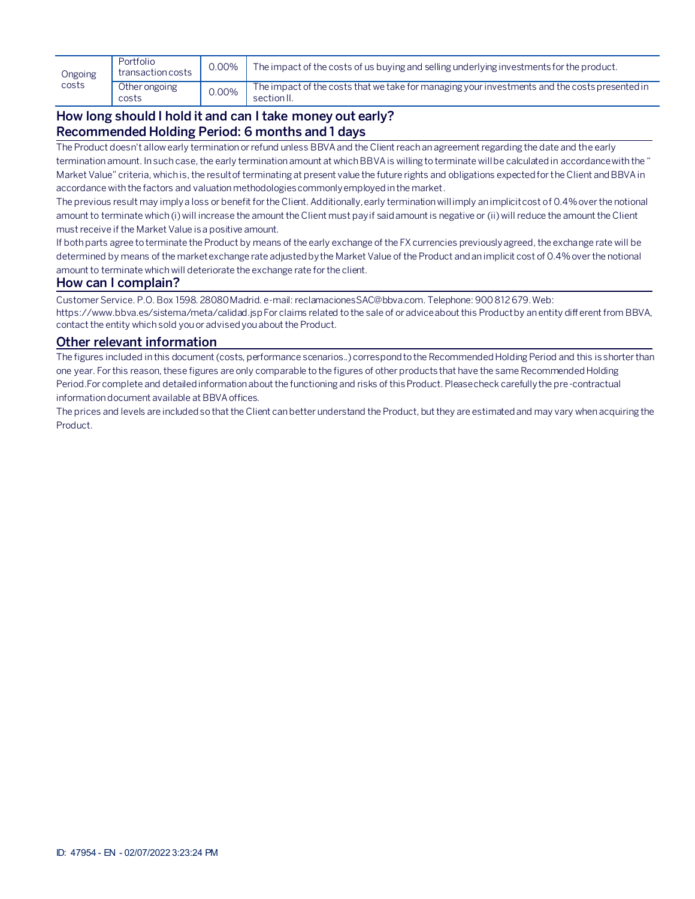| | | | |
|---|---|---|---|
| Ongoing costs | Portfolio transaction costs | 0.00% | The impact of the costs of us buying and selling underlying investments for the product. |
| | Other ongoing costs | 0.00% | The impact of the costs that we take for managing your investments and the costs presented in section II. |

## How long should I hold it and can I take money out early?

## Recommended Holding Period: 6 months and 1 days

The Product doesn't allow early termination or refund unless BBVA and the Client reach an agreement regarding the date and the early termination amount. In such case, the early termination amount at which BBVA is willing to terminate will be calculated in accordance with the " Market Value" criteria, which is, the result of terminating at present value the future rights and obligations expected for the Client and BBVA in accordance with the factors and valuation methodologies commonly employed in the market.

The previous result may imply a loss or benefit for the Client. Additionally, early termination will imply an implicit cost of 0.4% over the notional amount to terminate which (i) will increase the amount the Client must pay if said amount is negative or (ii) will reduce the amount the Client must receive if the Market Value is a positive amount.

If both parts agree to terminate the Product by means of the early exchange of the FX currencies previously agreed, the exchange rate will be determined by means of the market exchange rate adjusted by the Market Value of the Product and an implicit cost of 0.4% over the notional amount to terminate which will deteriorate the exchange rate for the client.

## How can I complain?

Customer Service. P.O. Box 1598. 28080 Madrid. e-mail: reclamacionesSAC@bbva.com. Telephone: 900 812 679. Web: https://www.bbva.es/sistema/meta/calidad.jsp For claims related to the sale of or advice about this Product by an entity different from BBVA, contact the entity which sold you or advised you about the Product.

## Other relevant information

The figures included in this document (costs, performance scenarios..) correspond to the Recommended Holding Period and this is shorter than one year. For this reason, these figures are only comparable to the figures of other products that have the same Recommended Holding Period.For complete and detailed information about the functioning and risks of this Product. Please check carefully the pre-contractual information document available at BBVA offices.

The prices and levels are included so that the Client can better understand the Product, but they are estimated and may vary when acquiring the Product.

ID: 47954 - EN - 02/07/2022 3:23:24 PM